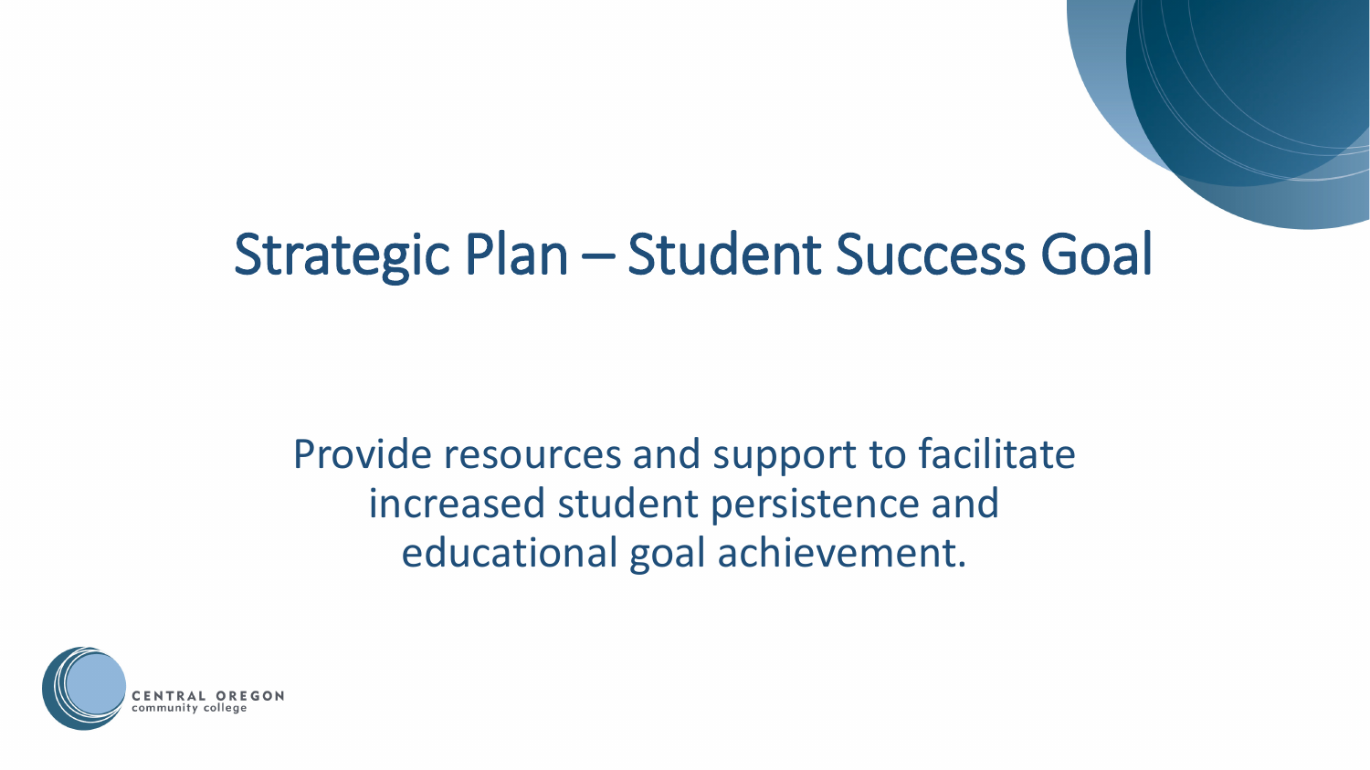# Strategic Plan – Student Success Goal

Provide resources and support to facilitate increased student persistence and educational goal achievement.

CENTRAL OREGON
community college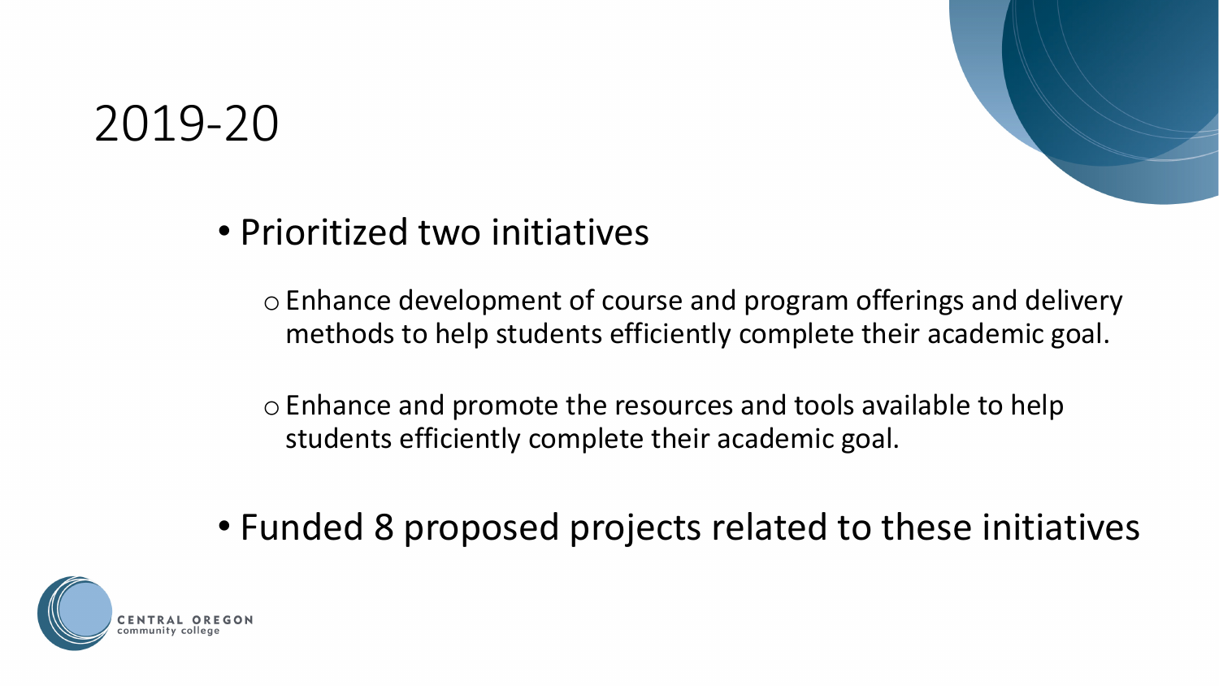# 2019-20

- Prioritized two initiatives
  - Enhance development of course and program offerings and delivery methods to help students efficiently complete their academic goal.
  - Enhance and promote the resources and tools available to help students efficiently complete their academic goal.
- Funded 8 proposed projects related to these initiatives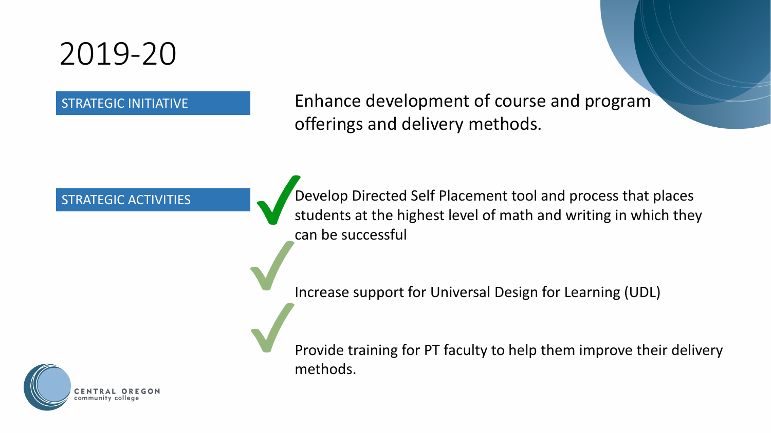# 2019-20

**STRATEGIC INITIATIVE**

Enhance development of course and program offerings and delivery methods.

**STRATEGIC ACTIVITIES**

- ✓ Develop Directed Self Placement tool and process that places students at the highest level of math and writing in which they can be successful
- ✓ Increase support for Universal Design for Learning (UDL)
- ✓ Provide training for PT faculty to help them improve their delivery methods.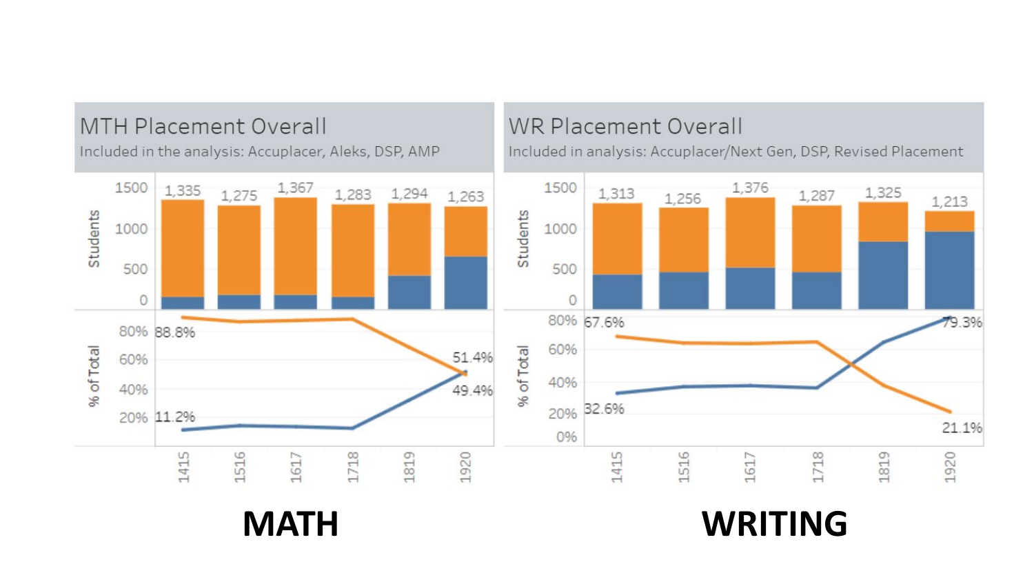## MTH Placement Overall

Included in the analysis: Accuplacer, Aleks, DSP, AMP

| | 1415 | 1516 | 1617 | 1718 | 1819 | 1920 |
|---|---|---|---|---|---|---|
| Students | 1,335 | 1,275 | 1,367 | 1,283 | 1,294 | 1,263 |

% of Total: 88.8% (1415), 51.4% (1920); 11.2% (1415), 49.4% (1920)

## WR Placement Overall

Included in analysis: Accuplacer/Next Gen, DSP, Revised Placement

| | 1415 | 1516 | 1617 | 1718 | 1819 | 1920 |
|---|---|---|---|---|---|---|
| Students | 1,313 | 1,256 | 1,376 | 1,287 | 1,325 | 1,213 |

% of Total: 67.6% (1415), 21.1% (1920); 32.6% (1415), 79.3% (1920)

**MATH**

**WRITING**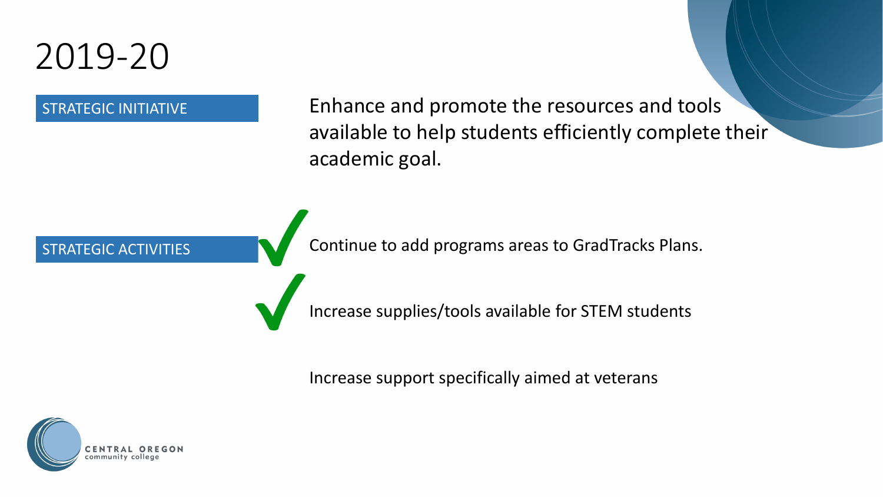# 2019-20

**STRATEGIC INITIATIVE**

Enhance and promote the resources and tools available to help students efficiently complete their academic goal.

**STRATEGIC ACTIVITIES**

- ✓ Continue to add programs areas to GradTracks Plans.
- ✓ Increase supplies/tools available for STEM students
- Increase support specifically aimed at veterans

CENTRAL OREGON community college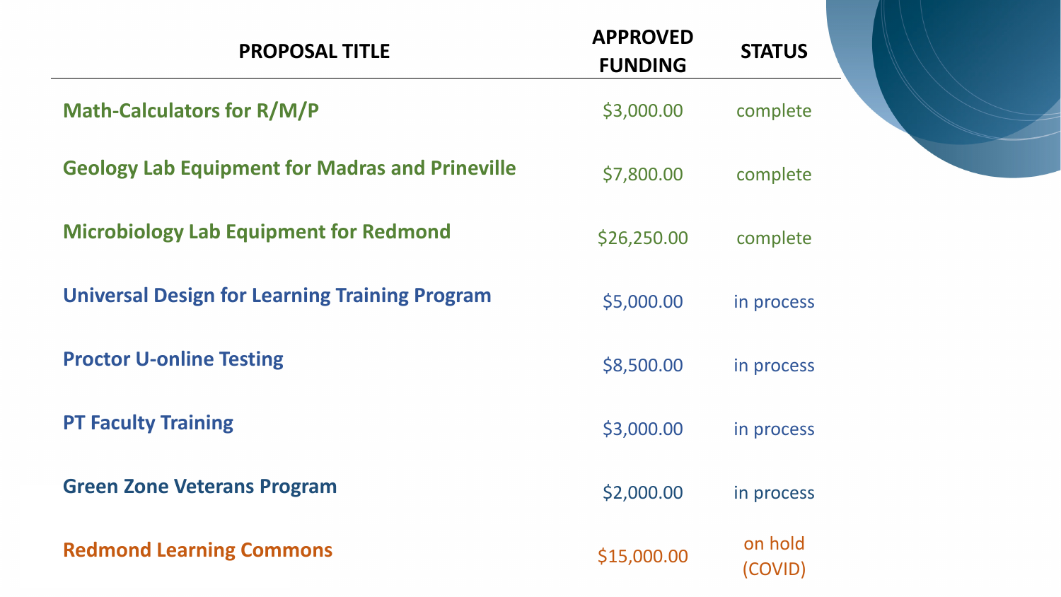| PROPOSAL TITLE | APPROVED FUNDING | STATUS |
| --- | --- | --- |
| **Math-Calculators for R/M/P** | $3,000.00 | complete |
| **Geology Lab Equipment for Madras and Prineville** | $7,800.00 | complete |
| **Microbiology Lab Equipment for Redmond** | $26,250.00 | complete |
| **Universal Design for Learning Training Program** | $5,000.00 | in process |
| **Proctor U-online Testing** | $8,500.00 | in process |
| **PT Faculty Training** | $3,000.00 | in process |
| **Green Zone Veterans Program** | $2,000.00 | in process |
| **Redmond Learning Commons** | $15,000.00 | on hold (COVID) |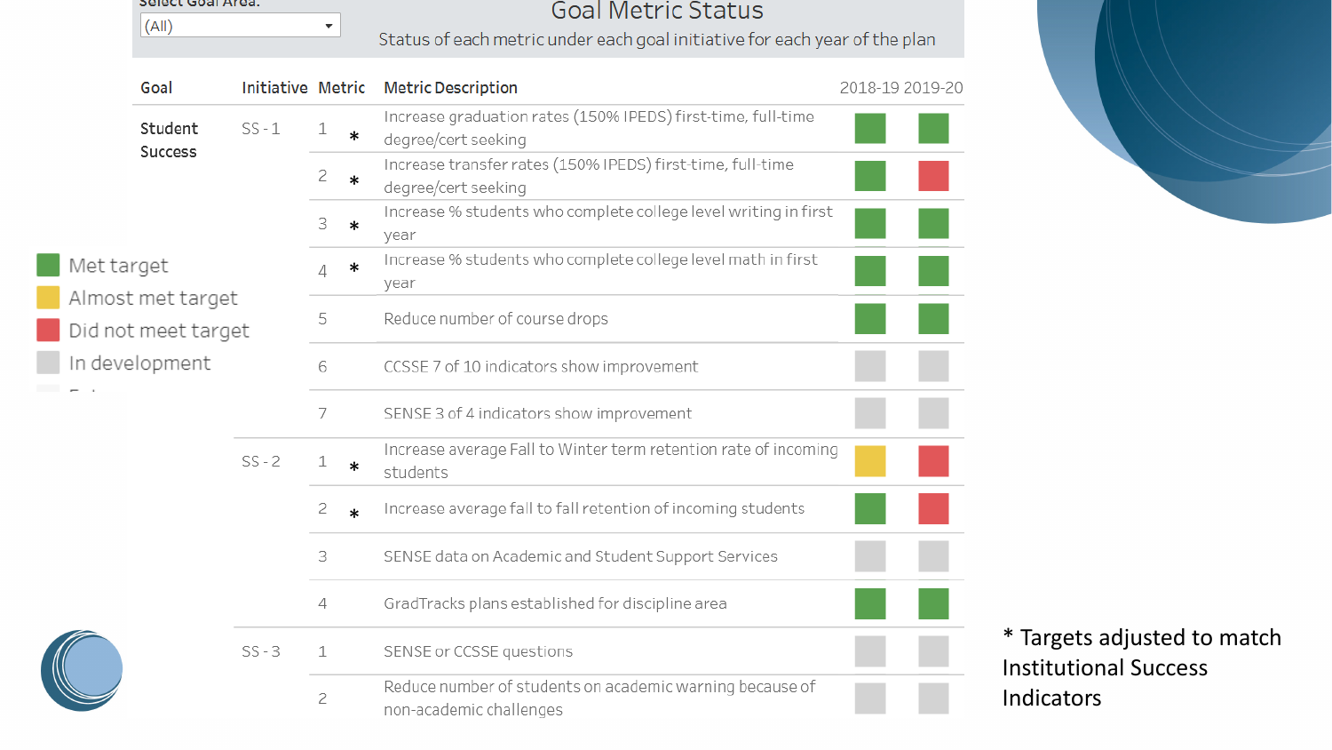Select Goal Area:

(All)

# Goal Metric Status

Status of each metric under each goal initiative for each year of the plan

| Goal | Initiative | Metric | | Metric Description | 2018-19 | 2019-20 |
|---|---|---|---|---|---|---|
| Student Success | SS - 1 | 1 | * | Increase graduation rates (150% IPEDS) first-time, full-time degree/cert seeking | Met target | Met target |
| | | 2 | * | Increase transfer rates (150% IPEDS) first-time, full-time degree/cert seeking | Met target | Did not meet target |
| | | 3 | * | Increase % students who complete college level writing in first year | Met target | Met target |
| | | 4 | * | Increase % students who complete college level math in first year | Met target | Met target |
| | | 5 | | Reduce number of course drops | Met target | Met target |
| | | 6 | | CCSSE 7 of 10 indicators show improvement | In development | In development |
| | | 7 | | SENSE 3 of 4 indicators show improvement | In development | In development |
| | SS - 2 | 1 | * | Increase average Fall to Winter term retention rate of incoming students | Almost met target | Did not meet target |
| | | 2 | * | Increase average fall to fall retention of incoming students | Met target | Did not meet target |
| | | 3 | | SENSE data on Academic and Student Support Services | In development | In development |
| | | 4 | | GradTracks plans established for discipline area | Met target | Met target |
| | SS - 3 | 1 | | SENSE or CCSSE questions | In development | In development |
| | | 2 | | Reduce number of students on academic warning because of non-academic challenges | In development | In development |

Legend:
- Met target
- Almost met target
- Did not meet target
- In development

\* Targets adjusted to match Institutional Success Indicators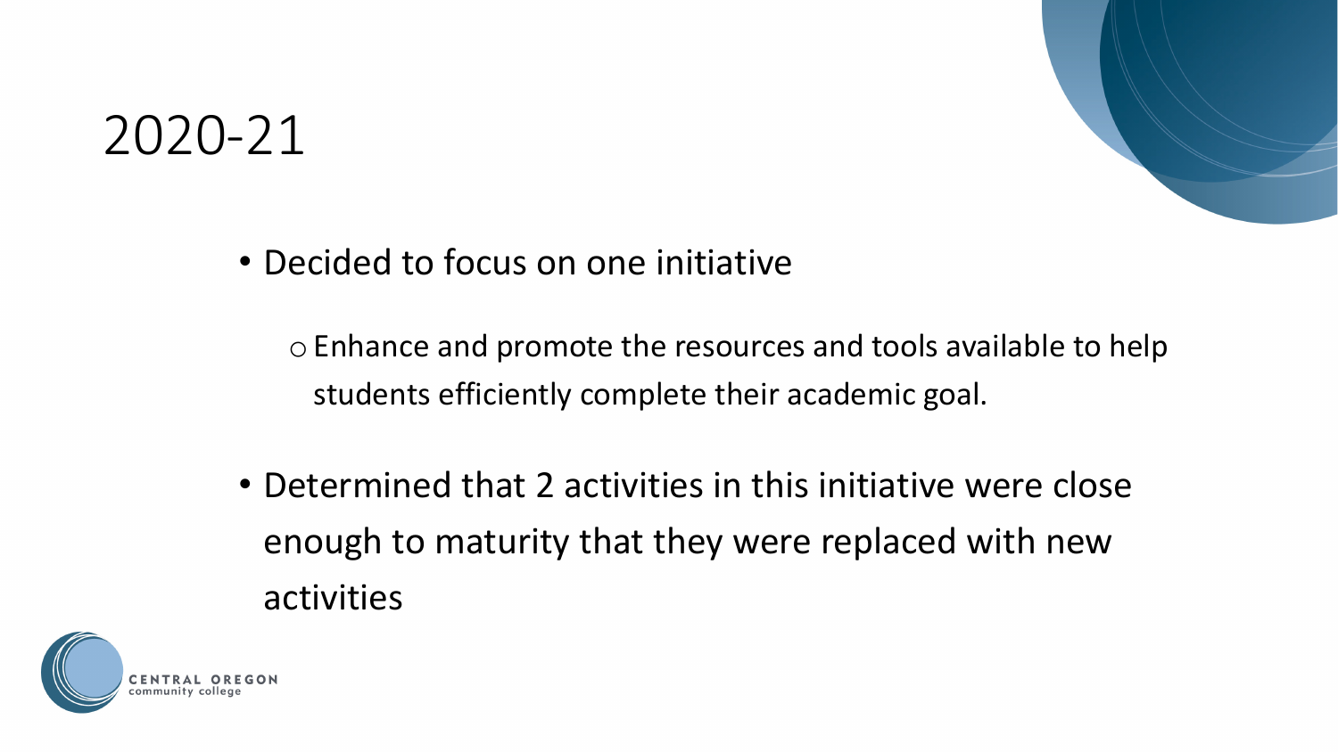# 2020-21

- Decided to focus on one initiative
  - Enhance and promote the resources and tools available to help students efficiently complete their academic goal.
- Determined that 2 activities in this initiative were close enough to maturity that they were replaced with new activities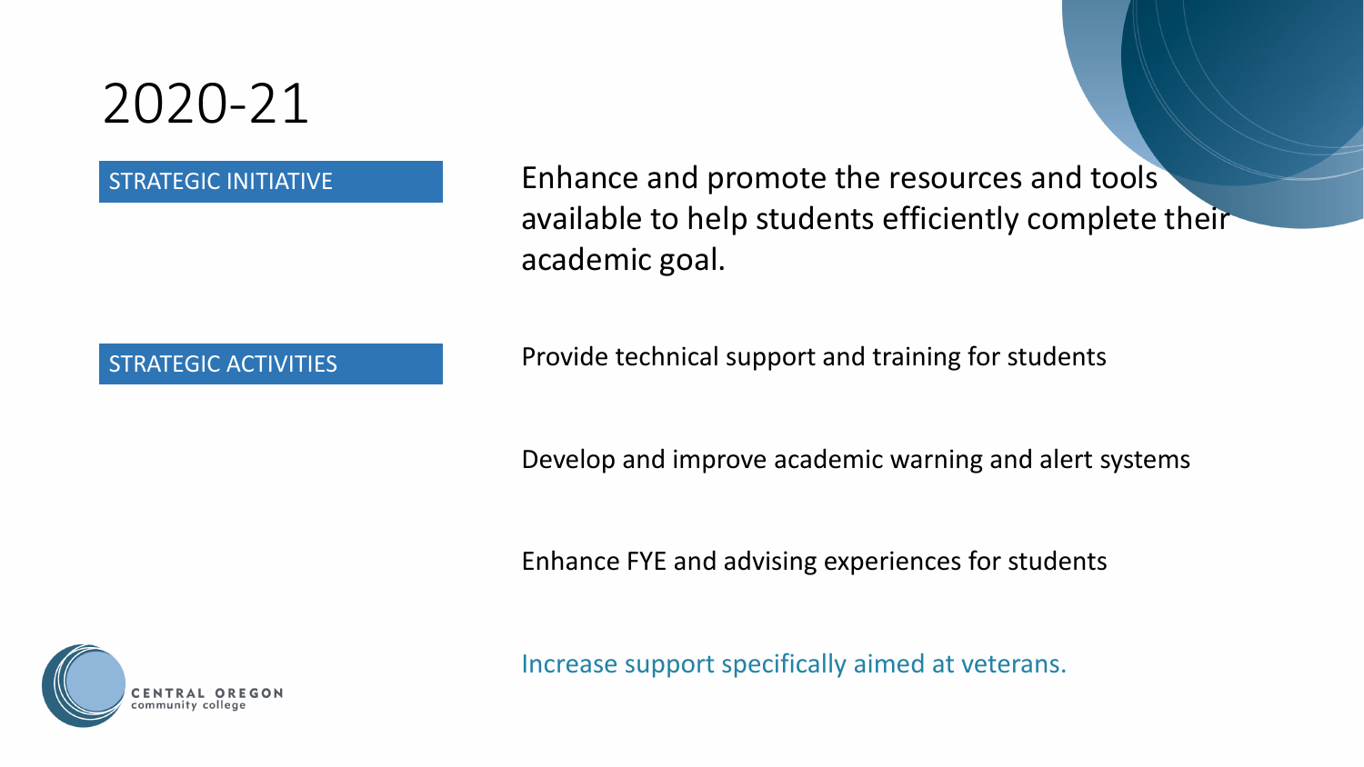# 2020-21

**STRATEGIC INITIATIVE**

Enhance and promote the resources and tools available to help students efficiently complete their academic goal.

**STRATEGIC ACTIVITIES**

Provide technical support and training for students

Develop and improve academic warning and alert systems

Enhance FYE and advising experiences for students

Increase support specifically aimed at veterans.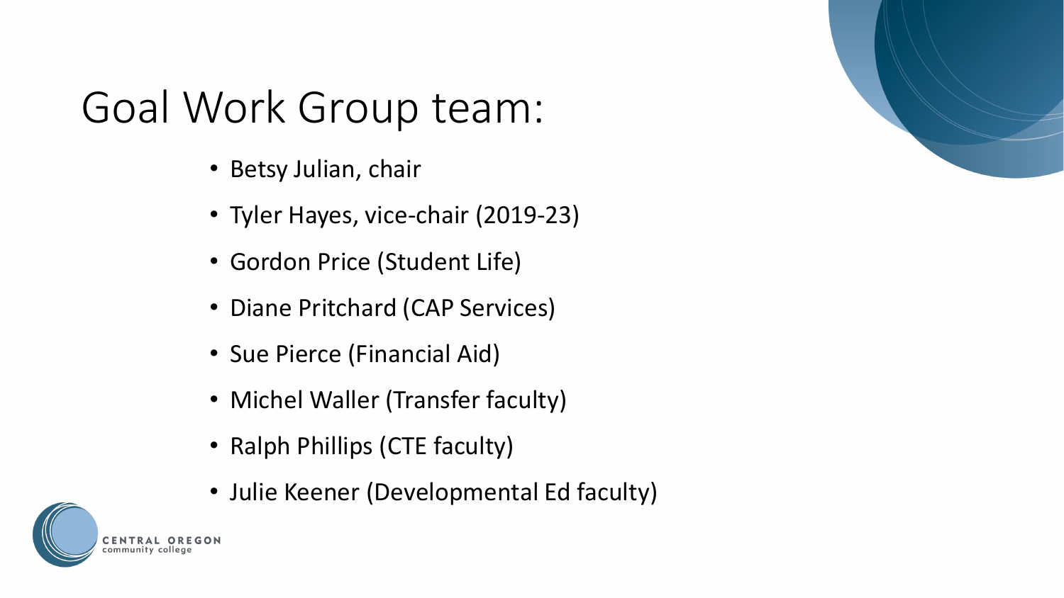# Goal Work Group team:

- Betsy Julian, chair
- Tyler Hayes, vice-chair (2019-23)
- Gordon Price (Student Life)
- Diane Pritchard (CAP Services)
- Sue Pierce (Financial Aid)
- Michel Waller (Transfer faculty)
- Ralph Phillips (CTE faculty)
- Julie Keener (Developmental Ed faculty)